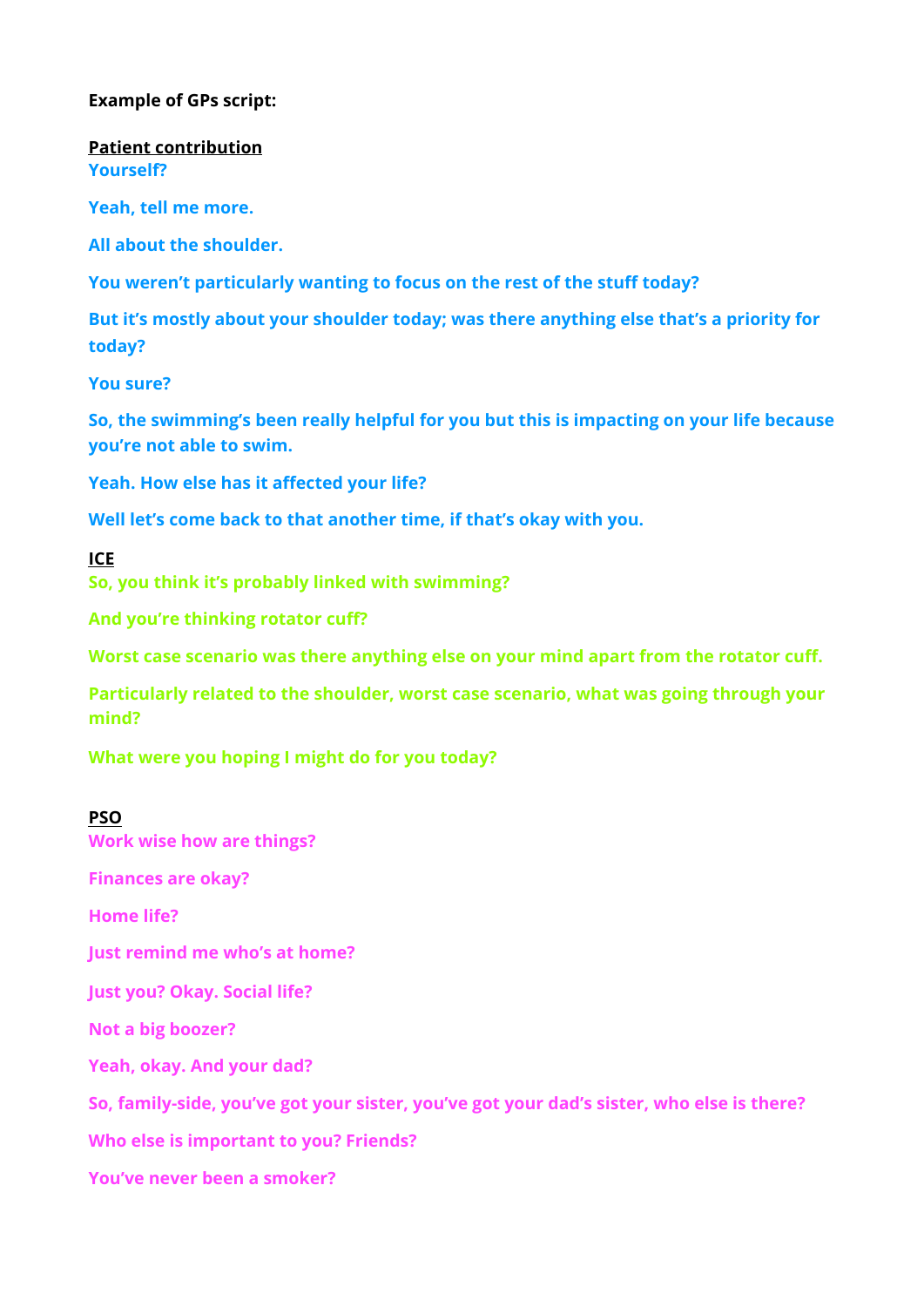**Example of GPs script:**

**Patient contribution**

**Yourself?**

**Yeah, tell me more.**

**All about the shoulder.**

**You weren't particularly wanting to focus on the rest of the stuff today?**

**But it's mostly about your shoulder today; was there anything else that's a priority for today?**

**You sure?**

**So, the swimming's been really helpful for you but this is impacting on your life because you're not able to swim.**

**Yeah. How else has it affected your life?**

**Well let's come back to that another time, if that's okay with you.**

**ICE**

**So, you think it's probably linked with swimming?**

**And you're thinking rotator cuff?**

**Worst case scenario was there anything else on your mind apart from the rotator cuff.**

**Particularly related to the shoulder, worst case scenario, what was going through your mind?**

**What were you hoping I might do for you today?**

**PSO**

**Work wise how are things?**

**Finances are okay?**

**Home life?**

**Just remind me who's at home?**

**Just you? Okay. Social life?**

**Not a big boozer?**

**Yeah, okay. And your dad?**

**So, family-side, you've got your sister, you've got your dad's sister, who else is there?**

**Who else is important to you? Friends?**

**You've never been a smoker?**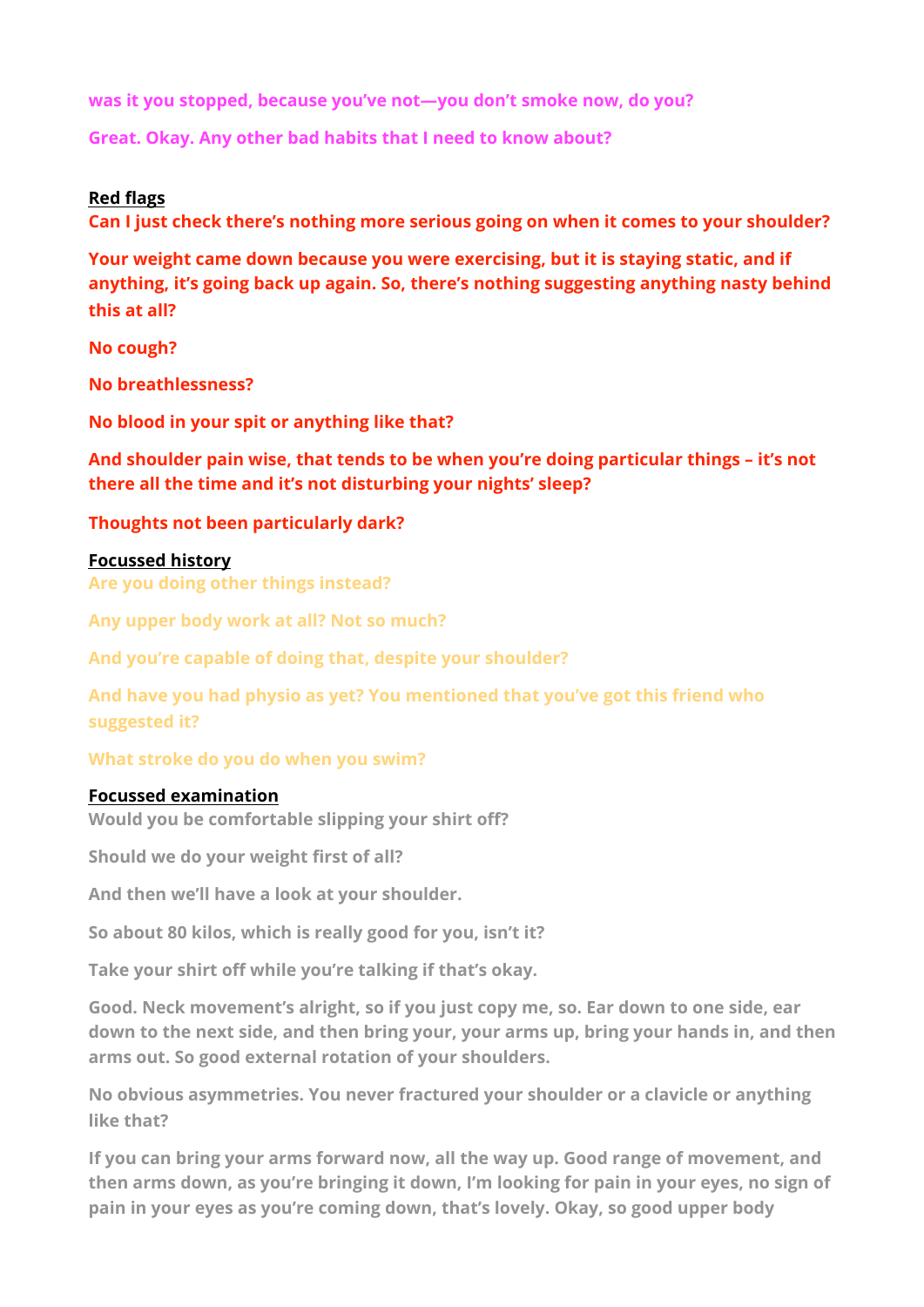was it you stopped, because you've not—you don't smoke now, do you?

Great. Okay. Any other bad habits that I need to know about?

**Red flags**

Can I just check there's nothing more serious going on when it comes to your shoulder?

Your weight came down because you were exercising, but it is staying static, and if anything, it's going back up again. So, there's nothing suggesting anything nasty behind this at all?

No cough?

No breathlessness?

No blood in your spit or anything like that?

And shoulder pain wise, that tends to be when you're doing particular things – it's not there all the time and it's not disturbing your nights' sleep?

Thoughts not been particularly dark?

**Focussed history**

Are you doing other things instead?

Any upper body work at all? Not so much?

And you're capable of doing that, despite your shoulder?

And have you had physio as yet? You mentioned that you've got this friend who suggested it?

What stroke do you do when you swim?

**Focussed examination**

Would you be comfortable slipping your shirt off?

Should we do your weight first of all?

And then we'll have a look at your shoulder.

So about 80 kilos, which is really good for you, isn't it?

Take your shirt off while you're talking if that's okay.

Good. Neck movement's alright, so if you just copy me, so. Ear down to one side, ear down to the next side, and then bring your, your arms up, bring your hands in, and then arms out. So good external rotation of your shoulders.

No obvious asymmetries. You never fractured your shoulder or a clavicle or anything like that?

If you can bring your arms forward now, all the way up. Good range of movement, and then arms down, as you're bringing it down, I'm looking for pain in your eyes, no sign of pain in your eyes as you're coming down, that's lovely. Okay, so good upper body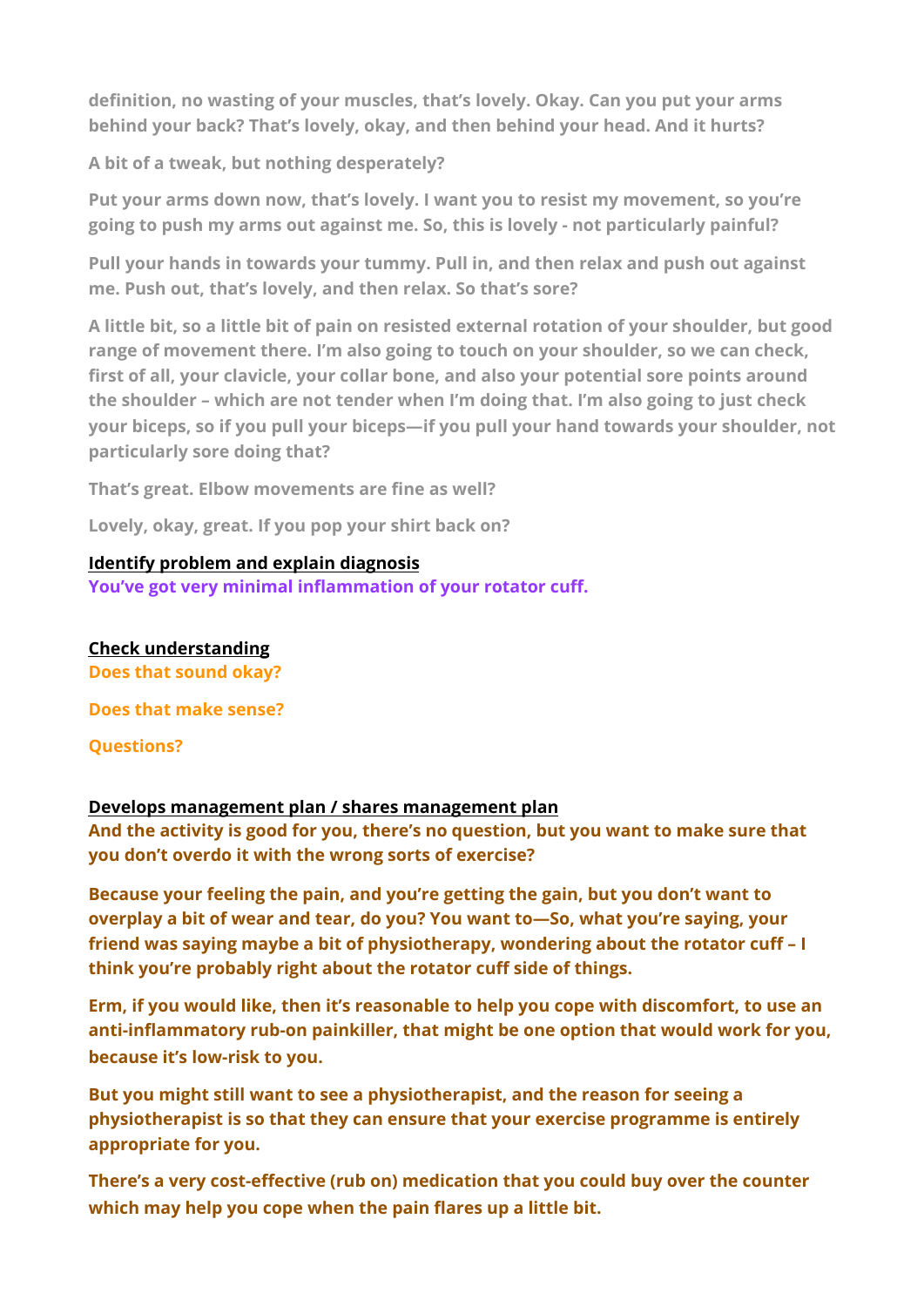**definition, no wasting of your muscles, that's lovely. Okay. Can you put your arms behind your back? That's lovely, okay, and then behind your head. And it hurts?**

**A bit of a tweak, but nothing desperately?**

**Put your arms down now, that's lovely. I want you to resist my movement, so you're going to push my arms out against me. So, this is lovely - not particularly painful?**

**Pull your hands in towards your tummy. Pull in, and then relax and push out against me. Push out, that's lovely, and then relax. So that's sore?**

**A little bit, so a little bit of pain on resisted external rotation of your shoulder, but good range of movement there. I'm also going to touch on your shoulder, so we can check, first of all, your clavicle, your collar bone, and also your potential sore points around the shoulder – which are not tender when I'm doing that. I'm also going to just check your biceps, so if you pull your biceps—if you pull your hand towards your shoulder, not particularly sore doing that?**

**That's great. Elbow movements are fine as well?**

**Lovely, okay, great. If you pop your shirt back on?**

**Identify problem and explain diagnosis**

**You've got very minimal inflammation of your rotator cuff.**

**Check understanding**

**Does that sound okay?**

**Does that make sense?**

**Questions?**

**Develops management plan / shares management plan**

**And the activity is good for you, there's no question, but you want to make sure that you don't overdo it with the wrong sorts of exercise?**

**Because your feeling the pain, and you're getting the gain, but you don't want to overplay a bit of wear and tear, do you? You want to—So, what you're saying, your friend was saying maybe a bit of physiotherapy, wondering about the rotator cuff – I think you're probably right about the rotator cuff side of things.**

**Erm, if you would like, then it's reasonable to help you cope with discomfort, to use an anti-inflammatory rub-on painkiller, that might be one option that would work for you, because it's low-risk to you.**

**But you might still want to see a physiotherapist, and the reason for seeing a physiotherapist is so that they can ensure that your exercise programme is entirely appropriate for you.**

**There's a very cost-effective (rub on) medication that you could buy over the counter which may help you cope when the pain flares up a little bit.**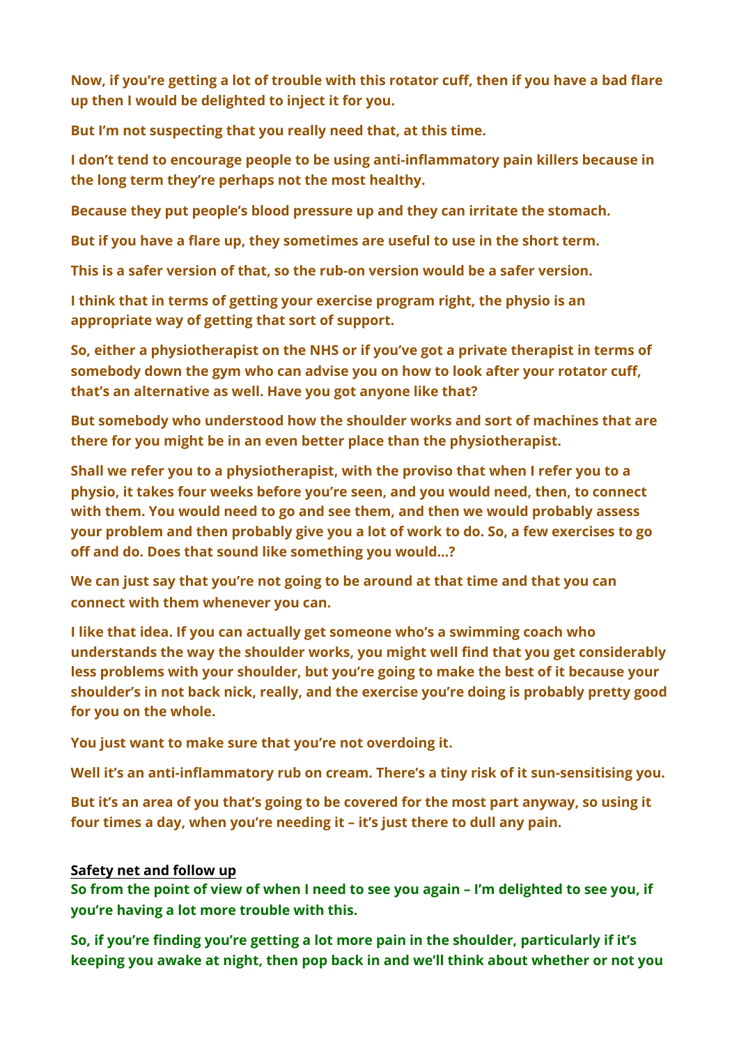**Now, if you're getting a lot of trouble with this rotator cuff, then if you have a bad flare up then I would be delighted to inject it for you.**

**But I'm not suspecting that you really need that, at this time.**

**I don't tend to encourage people to be using anti-inflammatory pain killers because in the long term they're perhaps not the most healthy.**

**Because they put people's blood pressure up and they can irritate the stomach.**

**But if you have a flare up, they sometimes are useful to use in the short term.**

**This is a safer version of that, so the rub-on version would be a safer version.**

**I think that in terms of getting your exercise program right, the physio is an appropriate way of getting that sort of support.**

**So, either a physiotherapist on the NHS or if you've got a private therapist in terms of somebody down the gym who can advise you on how to look after your rotator cuff, that's an alternative as well. Have you got anyone like that?**

**But somebody who understood how the shoulder works and sort of machines that are there for you might be in an even better place than the physiotherapist.**

**Shall we refer you to a physiotherapist, with the proviso that when I refer you to a physio, it takes four weeks before you're seen, and you would need, then, to connect with them. You would need to go and see them, and then we would probably assess your problem and then probably give you a lot of work to do. So, a few exercises to go off and do. Does that sound like something you would...?**

**We can just say that you're not going to be around at that time and that you can connect with them whenever you can.**

**I like that idea. If you can actually get someone who's a swimming coach who understands the way the shoulder works, you might well find that you get considerably less problems with your shoulder, but you're going to make the best of it because your shoulder's in not back nick, really, and the exercise you're doing is probably pretty good for you on the whole.**

**You just want to make sure that you're not overdoing it.**

**Well it's an anti-inflammatory rub on cream. There's a tiny risk of it sun-sensitising you.**

**But it's an area of you that's going to be covered for the most part anyway, so using it four times a day, when you're needing it – it's just there to dull any pain.**

**Safety net and follow up**

**So from the point of view of when I need to see you again – I'm delighted to see you, if you're having a lot more trouble with this.**

**So, if you're finding you're getting a lot more pain in the shoulder, particularly if it's keeping you awake at night, then pop back in and we'll think about whether or not you**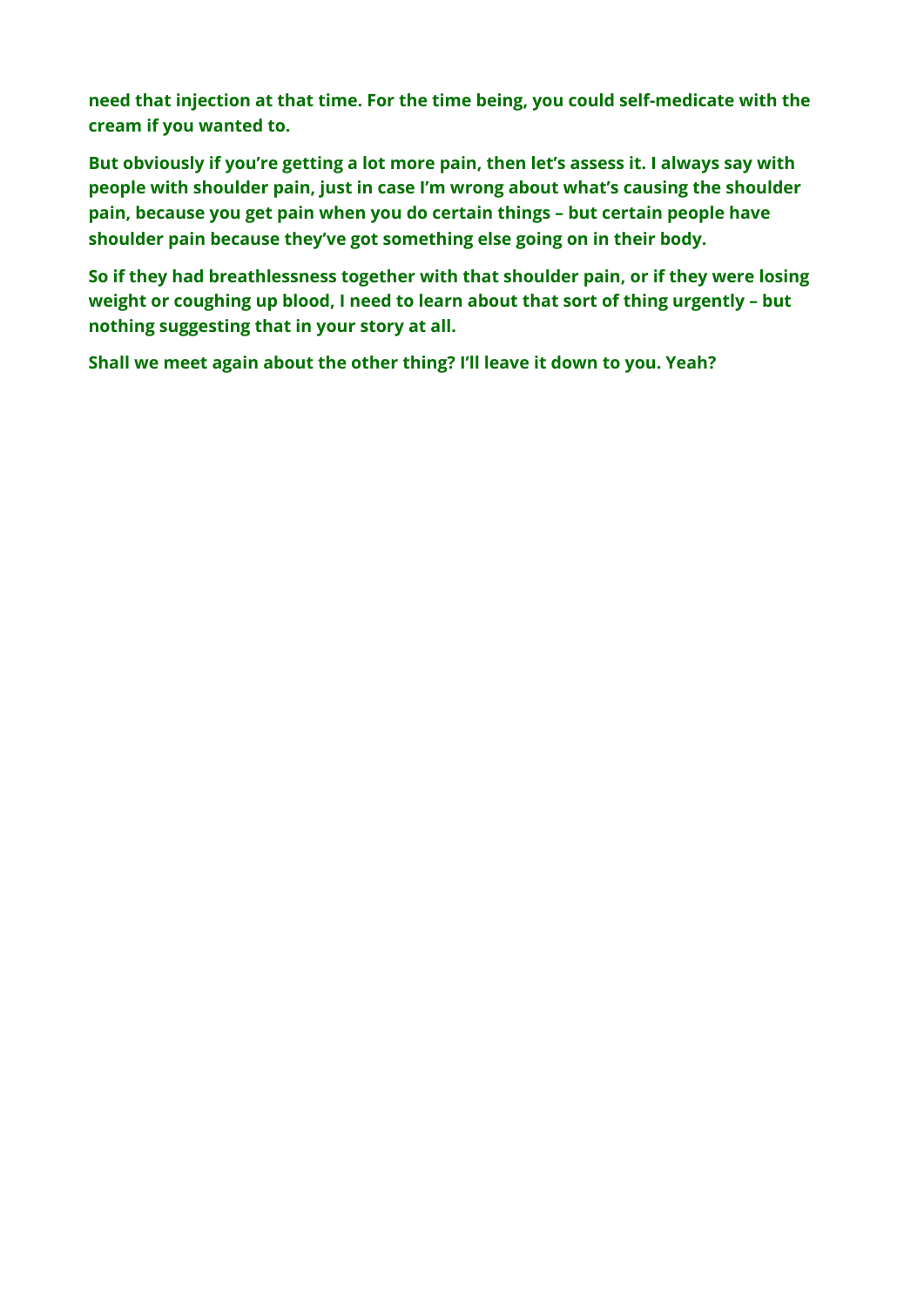**need that injection at that time. For the time being, you could self-medicate with the cream if you wanted to.**

**But obviously if you're getting a lot more pain, then let's assess it. I always say with people with shoulder pain, just in case I'm wrong about what's causing the shoulder pain, because you get pain when you do certain things – but certain people have shoulder pain because they've got something else going on in their body.**

**So if they had breathlessness together with that shoulder pain, or if they were losing weight or coughing up blood, I need to learn about that sort of thing urgently – but nothing suggesting that in your story at all.**

**Shall we meet again about the other thing? I'll leave it down to you. Yeah?**